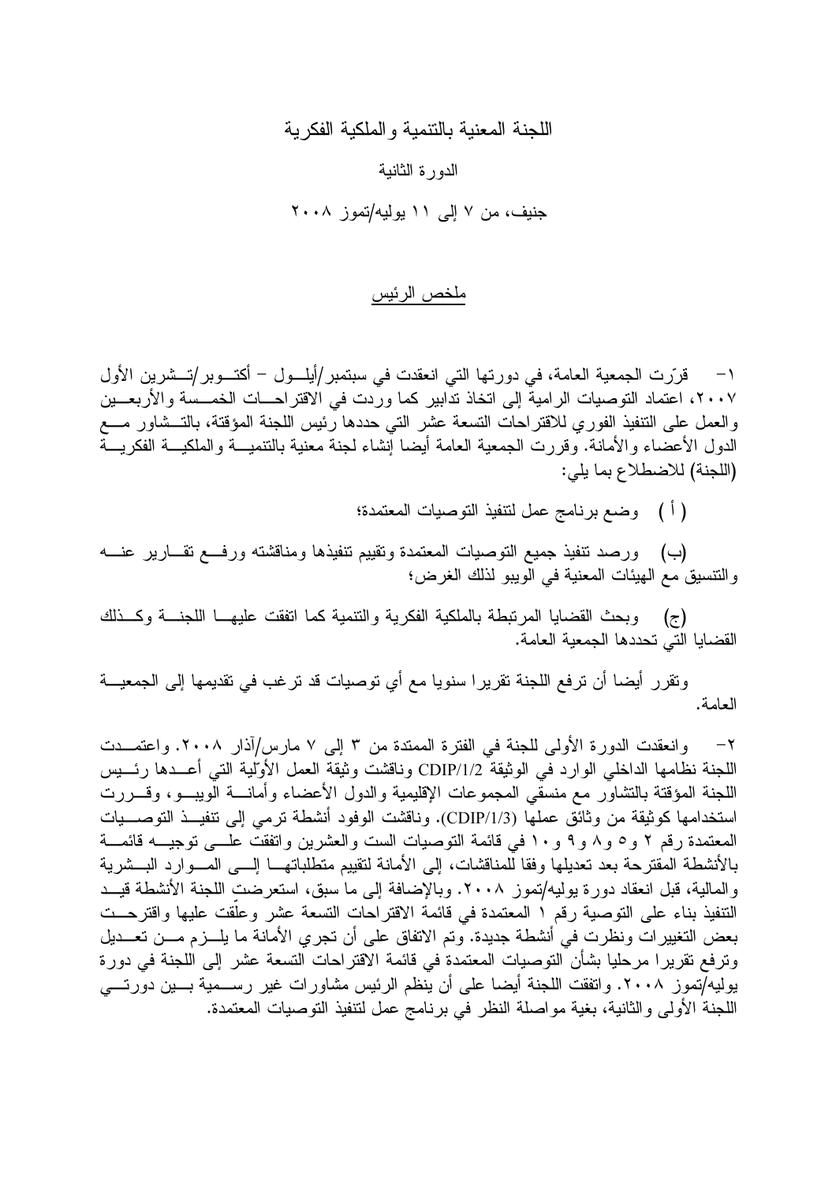اللجنة المعنية بالتنمية والملكية الفكرية

الدورة الثانية

جنيف، من ٧ إلى ١١ يوليه/تموز ٢٠٠٨

## ملخص الرئيس

١- قرّرت الجمعية العامة، في دورتها التي انعقدت في سبتمبر/أيلول – أكتوبر/تشرين الأول ٢٠٠٧، اعتماد التوصيات الرامية إلى اتخاذ تدابير كما وردت في الاقتراحات الخمسة والأربعين والعمل على التنفيذ الفوري للاقتراحات التسعة عشر التي حددها رئيس اللجنة المؤقتة، بالتشاور مع الدول الأعضاء والأمانة. وقررت الجمعية العامة أيضا إنشاء لجنة معنية بالتنمية والملكية الفكرية (اللجنة) للاضطلاع بما يلي:

( أ ) وضع برنامج عمل لتنفيذ التوصيات المعتمدة؛

(ب) ورصد تنفيذ جميع التوصيات المعتمدة وتقييم تنفيذها ومناقشته ورفع تقارير عنه والتنسيق مع الهيئات المعنية في الويبو لذلك الغرض؛

(ج) وبحث القضايا المرتبطة بالملكية الفكرية والتنمية كما اتفقت عليها اللجنة وكذلك القضايا التي تحددها الجمعية العامة.

وتقرر أيضا أن ترفع اللجنة تقريرا سنويا مع أي توصيات قد ترغب في تقديمها إلى الجمعية العامة.

٢- وانعقدت الدورة الأولى للجنة في الفترة الممتدة من ٣ إلى ٧ مارس/آذار ٢٠٠٨. واعتمدت اللجنة نظامها الداخلي الوارد في الوثيقة CDIP/1/2 وناقشت وثيقة العمل الأوّلية التي أعدها رئيس اللجنة المؤقتة بالتشاور مع منسقي المجموعات الإقليمية والدول الأعضاء وأمانة الويبو، وقررت استخدامها كوثيقة من وثائق عملها (CDIP/1/3). وناقشت الوفود أنشطة ترمي إلى تنفيذ التوصيات المعتمدة رقم ٢ و٥ و٨ و٩ و١٠ في قائمة التوصيات الست والعشرين واتفقت على توجيه قائمة بالأنشطة المقترحة بعد تعديلها وفقا للمناقشات، إلى الأمانة لتقييم متطلباتها إلى الموارد البشرية والمالية، قبل انعقاد دورة يوليه/تموز ٢٠٠٨. وبالإضافة إلى ما سبق، استعرضت اللجنة الأنشطة قيد التنفيذ بناء على التوصية رقم ١ المعتمدة في قائمة الاقتراحات التسعة عشر وعلّقت عليها واقترحت بعض التغييرات ونظرت في أنشطة جديدة. وتم الاتفاق على أن تجري الأمانة ما يلزم من تعديل وترفع تقريرا مرحليا بشأن التوصيات المعتمدة في قائمة الاقتراحات التسعة عشر إلى اللجنة في دورة يوليه/تموز ٢٠٠٨. واتفقت اللجنة أيضا على أن ينظم الرئيس مشاورات غير رسمية بين دورتي اللجنة الأولى والثانية، بغية مواصلة النظر في برنامج عمل لتنفيذ التوصيات المعتمدة.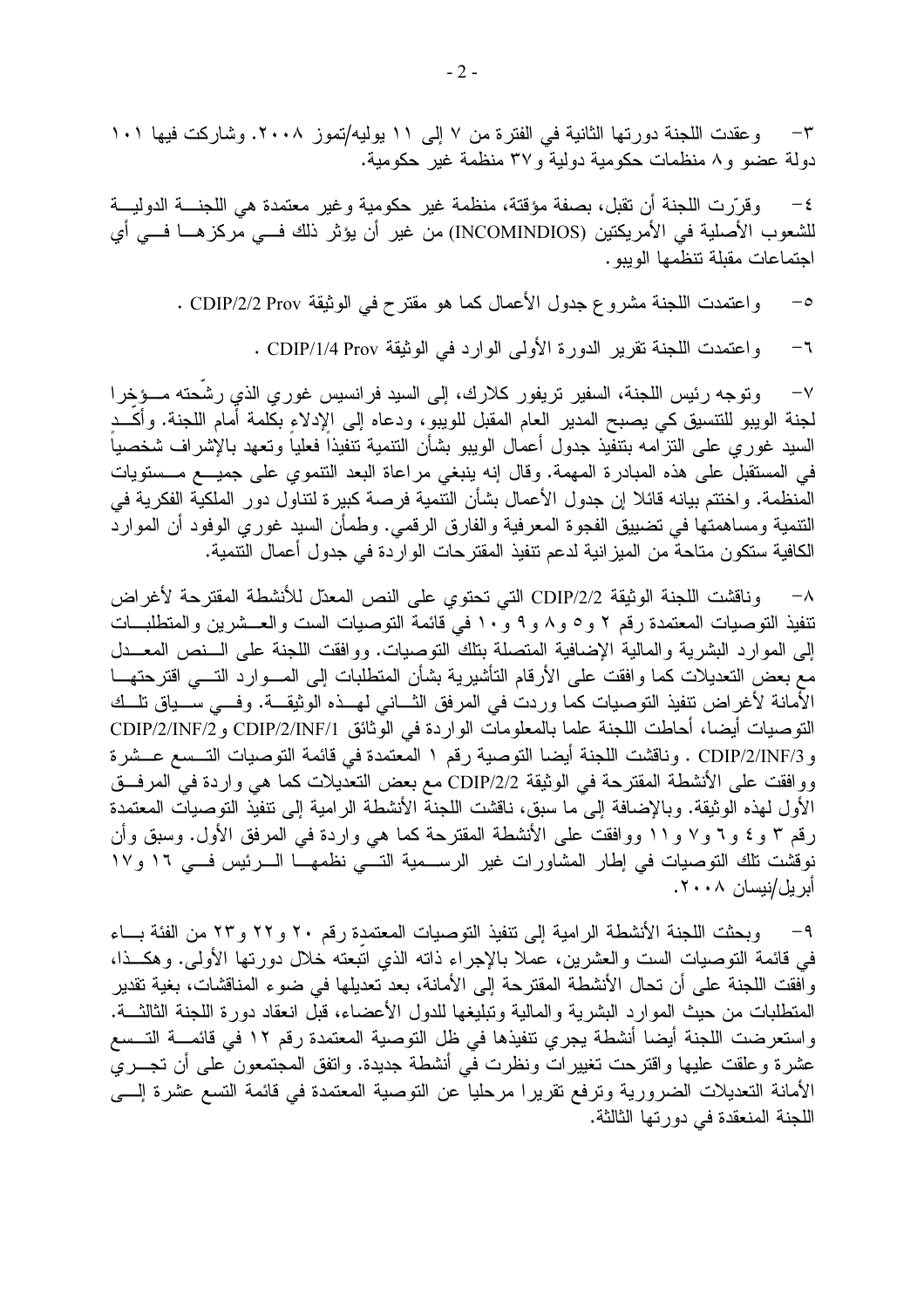٣- وعقدت اللجنة دورتها الثانية في الفترة من ٧ إلى ١١ يوليه/تموز ٢٠٠٨. وشاركت فيها ١٠١ دولة عضو و٨ منظمات حكومية دولية و٣٧ منظمة غير حكومية.

٤- وقرّرت اللجنة أن تقبل، بصفة مؤقتة، منظمة غير حكومية وغير معتمدة هي اللجنة الدولية للشعوب الأصلية في الأمريكتين (INCOMINDIOS) من غير أن يؤثر ذلك في مركزها في أي اجتماعات مقبلة تنظمها الويبو.

٥- واعتمدت اللجنة مشروع جدول الأعمال كما هو مقترح في الوثيقة CDIP/2/2 Prov .

٦- واعتمدت اللجنة تقرير الدورة الأولى الوارد في الوثيقة CDIP/1/4 Prov .

٧- وتوجه رئيس اللجنة، السفير تريفور كلارك، إلى السيد فرانسيس غوري الذي رشّحته مؤخرا لجنة الويبو للتنسيق كي يصبح المدير العام المقبل للويبو، ودعاه إلى الإدلاء بكلمة أمام اللجنة. وأكّد السيد غوري على التزامه بتنفيذ جدول أعمال الويبو بشأن التنمية تنفيذاً فعلياً وتعهد بالإشراف شخصياً في المستقبل على هذه المبادرة المهمة. وقال إنه ينبغي مراعاة البعد التنموي على جميع مستويات المنظمة. واختتم بيانه قائلا إن جدول الأعمال بشأن التنمية فرصة كبيرة لتناول دور الملكية الفكرية في التنمية ومساهمتها في تضييق الفجوة المعرفية والفارق الرقمي. وطمأن السيد غوري الوفود أن الموارد الكافية ستكون متاحة من الميزانية لدعم تنفيذ المقترحات الواردة في جدول أعمال التنمية.

٨- وناقشت اللجنة الوثيقة CDIP/2/2 التي تحتوي على النص المعدّل للأنشطة المقترحة لأغراض تنفيذ التوصيات المعتمدة رقم ٢ و٥ و٨ و٩ و١٠ في قائمة التوصيات الست والعشرين والمتطلبات إلى الموارد البشرية والمالية الإضافية المتصلة بتلك التوصيات. ووافقت اللجنة على النص المعدل مع بعض التعديلات كما وافقت على الأرقام التأشيرية بشأن المتطلبات إلى الموارد التي اقترحتها الأمانة لأغراض تنفيذ التوصيات كما وردت في المرفق الثاني لهذه الوثيقة. وفي سياق تلك التوصيات أيضا، أحاطت اللجنة علما بالمعلومات الواردة في الوثائق CDIP/2/INF/1 وCDIP/2/INF/2 وCDIP/2/INF/3 . وناقشت اللجنة أيضا التوصية رقم ١ المعتمدة في قائمة التوصيات التسع عشرة ووافقت على الأنشطة المقترحة في الوثيقة CDIP/2/2 مع بعض التعديلات كما هي واردة في المرفق الأول لهذه الوثيقة. وبالإضافة إلى ما سبق، ناقشت اللجنة الأنشطة الرامية إلى تنفيذ التوصيات المعتمدة رقم ٣ و٤ و٦ و٧ و١١ ووافقت على الأنشطة المقترحة كما هي واردة في المرفق الأول. وسبق وأن نوقشت تلك التوصيات في إطار المشاورات غير الرسمية التي نظمها الرئيس في ١٦ و١٧ أبريل/نيسان ٢٠٠٨.

٩- وبحثت اللجنة الأنشطة الرامية إلى تنفيذ التوصيات المعتمدة رقم ٢٠ و٢٢ و٢٣ من الفئة باء في قائمة التوصيات الست والعشرين، عملا بالإجراء ذاته الذي اتّبعته خلال دورتها الأولى. وهكذا، وافقت اللجنة على أن تحال الأنشطة المقترحة إلى الأمانة، بعد تعديلها في ضوء المناقشات، بغية تقدير المتطلبات من حيث الموارد البشرية والمالية وتبليغها للدول الأعضاء، قبل انعقاد دورة اللجنة الثالثة. واستعرضت اللجنة أيضا أنشطة يجري تنفيذها في ظل التوصية المعتمدة رقم ١٢ في قائمة التسع عشرة وعلقت عليها واقترحت تغييرات ونظرت في أنشطة جديدة. واتفق المجتمعون على أن تجري الأمانة التعديلات الضرورية وترفع تقريرا مرحليا عن التوصية المعتمدة في قائمة التسع عشرة إلى اللجنة المنعقدة في دورتها الثالثة.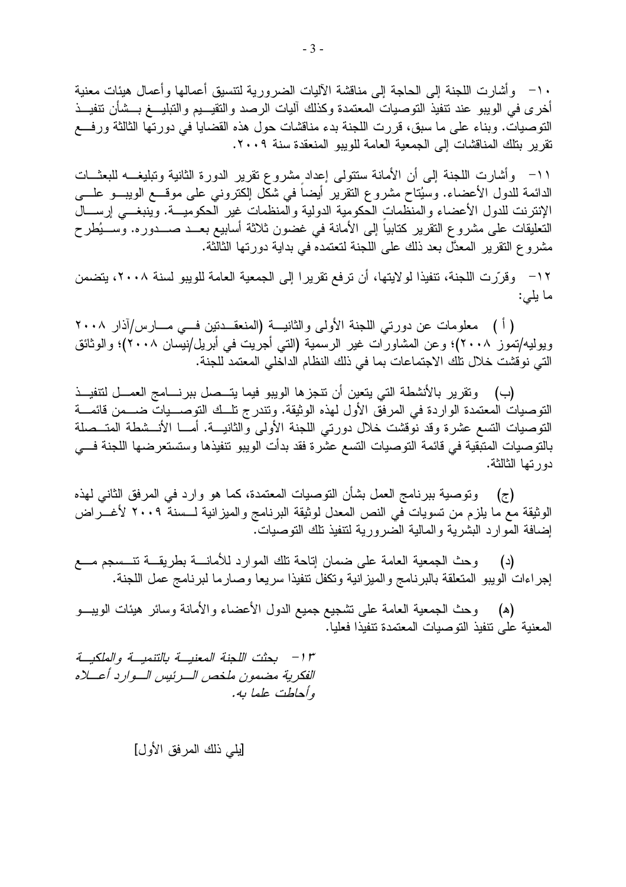١٠- وأشارت اللجنة إلى الحاجة إلى مناقشة الآليات الضرورية لتنسيق أعمالها وأعمال هيئات معنية أخرى في الويبو عند تنفيذ التوصيات المعتمدة وكذلك آليات الرصد والتقييم والتبليغ بشأن تنفيذ التوصيات. وبناء على ما سبق، قررت اللجنة بدء مناقشات حول هذه القضايا في دورتها الثالثة ورفع تقرير بتلك المناقشات إلى الجمعية العامة للويبو المنعقدة سنة ٢٠٠٩.

١١- وأشارت اللجنة إلى أن الأمانة ستتولى إعداد مشروع تقرير الدورة الثانية وتبليغه للبعثات الدائمة للدول الأعضاء. وسيُتاح مشروع التقرير أيضاً في شكل إلكتروني على موقع الويبو على الإنترنت للدول الأعضاء والمنظمات الحكومية الدولية والمنظمات غير الحكومية. وينبغي إرسال التعليقات على مشروع التقرير كتابياً إلى الأمانة في غضون ثلاثة أسابيع بعد صدوره. وسيُطرح مشروع التقرير المعدّل بعد ذلك على اللجنة لتعتمده في بداية دورتها الثالثة.

١٢- وقرّرت اللجنة، تنفيذا لولايتها، أن ترفع تقريرا إلى الجمعية العامة للويبو لسنة ٢٠٠٨، يتضمن ما يلي:

(أ) معلومات عن دورتي اللجنة الأولى والثانية (المنعقدتين في مارس/آذار ٢٠٠٨ ويوليه/تموز ٢٠٠٨)؛ وعن المشاورات غير الرسمية (التي أجريت في أبريل/نيسان ٢٠٠٨)؛ والوثائق التي نوقشت خلال تلك الاجتماعات بما في ذلك النظام الداخلي المعتمد للجنة.

(ب) وتقرير بالأنشطة التي يتعين أن تنجزها الويبو فيما يتصل ببرنامج العمل لتنفيذ التوصيات المعتمدة الواردة في المرفق الأول لهذه الوثيقة. وتندرج تلك التوصيات ضمن قائمة التوصيات التسع عشرة وقد نوقشت خلال دورتي اللجنة الأولى والثانية. أما الأنشطة المتصلة بالتوصيات المتبقية في قائمة التوصيات التسع عشرة فقد بدأت الويبو تنفيذها وستستعرضها اللجنة في دورتها الثالثة.

(ج) وتوصية ببرنامج العمل بشأن التوصيات المعتمدة، كما هو وارد في المرفق الثاني لهذه الوثيقة مع ما يلزم من تسويات في النص المعدل لوثيقة البرنامج والميزانية لسنة ٢٠٠٩ لأغراض إضافة الموارد البشرية والمالية الضرورية لتنفيذ تلك التوصيات.

(د) وحث الجمعية العامة على ضمان إتاحة تلك الموارد للأمانة بطريقة تنسجم مع إجراءات الويبو المتعلقة بالبرنامج والميزانية وتكفل تنفيذا سريعا وصارما لبرنامج عمل اللجنة.

(هـ) وحث الجمعية العامة على تشجيع جميع الدول الأعضاء والأمانة وسائر هيئات الويبو المعنية على تنفيذ التوصيات المعتمدة تنفيذا فعليا.

*١٣- بحثت اللجنة المعنية بالتنمية والملكية الفكرية مضمون ملخص الرئيس الوارد أعلاه وأحاطت علما به.*

[يلي ذلك المرفق الأول]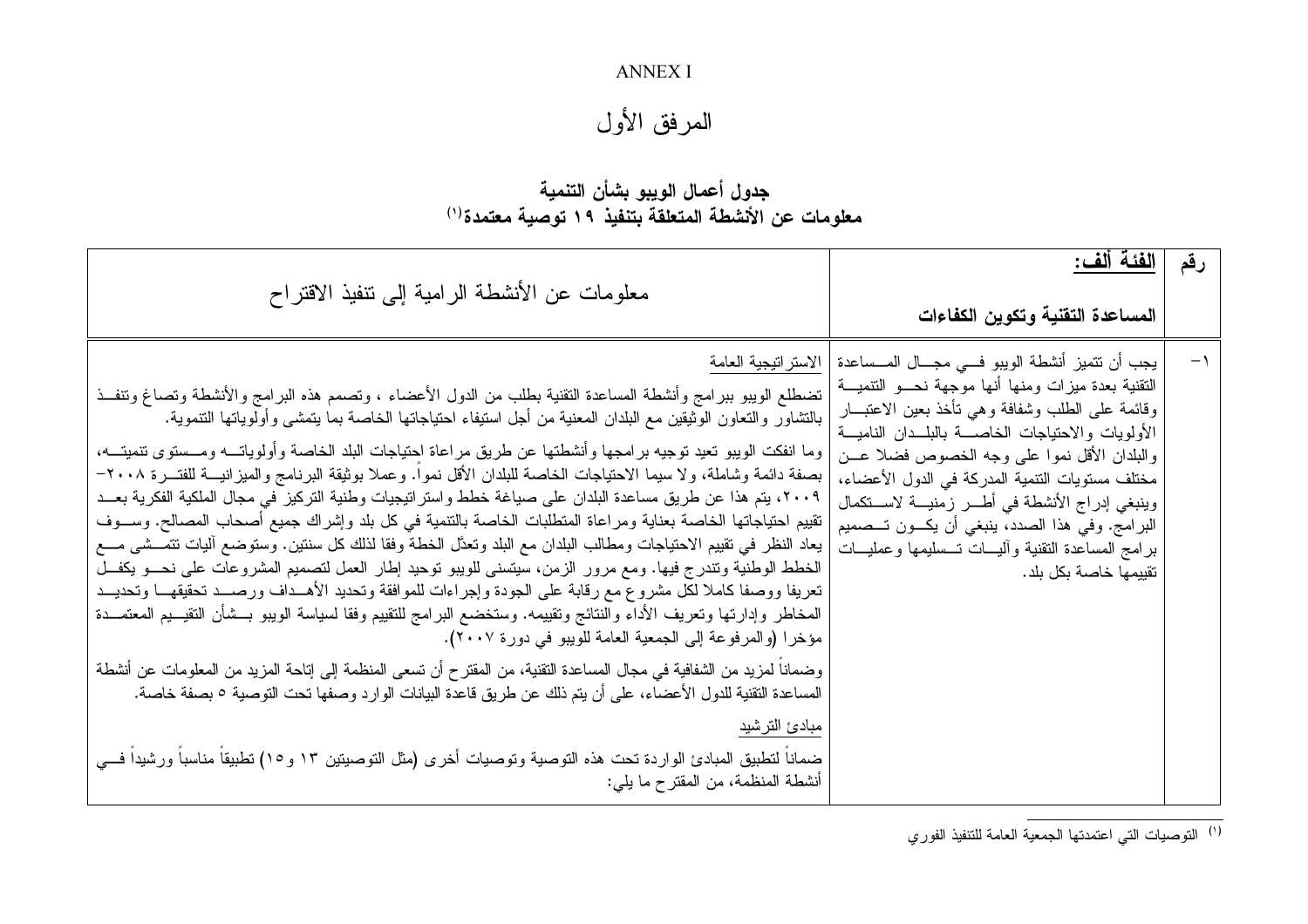ANNEX I

# المرفق الأول

## جدول أعمال الويبو بشأن التنمية
## معلومات عن الأنشطة المتعلقة بتنفيذ ١٩ توصية معتمدة[١]

| رقم | **الفئة ألف:** **المساعدة التقنية وتكوين الكفاءات** | معلومات عن الأنشطة الرامية إلى تنفيذ الاقتراح |
|---|---|---|
| ١- | يجب أن تتميز أنشطة الويبو في مجال المساعدة التقنية بعدة ميزات ومنها أنها موجهة نحو التنمية وقائمة على الطلب وشفافة وهي تأخذ بعين الاعتبار الأولويات والاحتياجات الخاصة بالبلدان النامية والبلدان الأقل نموا على وجه الخصوص فضلا عن مختلف مستويات التنمية المدركة في الدول الأعضاء، وينبغي إدراج الأنشطة في أطر زمنية لاستكمال البرامج. وفي هذا الصدد، ينبغي أن يكون تصميم برامج المساعدة التقنية وآليات تسليمها وعمليات تقييمها خاصة بكل بلد. | الاستراتيجية العامة<br><br>تضطلع الويبو ببرامج وأنشطة المساعدة التقنية بطلب من الدول الأعضاء ، وتصمم هذه البرامج والأنشطة وتصاغ وتنفذ بالتشاور والتعاون الوثيقين مع البلدان المعنية من أجل استيفاء احتياجاتها الخاصة بما يتمشى وأولوياتها التنموية.<br><br>وما انفكت الويبو تعيد توجيه برامجها وأنشطتها عن طريق مراعاة احتياجات البلد الخاصة وأولوياته ومستوى تنميته، بصفة دائمة وشاملة، ولا سيما الاحتياجات الخاصة للبلدان الأقل نمواً. وعملا بوثيقة البرنامج والميزانية للفترة ٢٠٠٨-٢٠٠٩، يتم هذا عن طريق مساعدة البلدان على صياغة خطط واستراتيجيات وطنية التركيز في مجال الملكية الفكرية بعد تقييم احتياجاتها الخاصة بعناية ومراعاة المتطلبات الخاصة بالتنمية في كل بلد وإشراك جميع أصحاب المصالح. وسوف يعاد النظر في تقييم الاحتياجات ومطالب البلدان مع البلد وتعدّل الخطة وفقا لذلك كل سنتين. وستوضع آليات تتمشى مع الخطط الوطنية وتتدرج فيها. ومع مرور الزمن، سيتسنى للويبو توحيد إطار العمل لتصميم المشروعات على نحو يكفل تعريفا ووصفا كاملا لكل مشروع مع رقابة على الجودة وإجراءات للموافقة وتحديد الأهداف ورصد تحقيقها وتحديد المخاطر وإدارتها وتعريف الأداء والنتائج وتقييمه. وستخضع البرامج للتقييم وفقا لسياسة الويبو بشأن التقييم المعتمدة مؤخرا (والمرفوعة إلى الجمعية العامة للويبو في دورة ٢٠٠٧).<br><br>وضماناً لمزيد من الشفافية في مجال المساعدة التقنية، من المقترح أن تسعى المنظمة إلى إتاحة المزيد من المعلومات عن أنشطة المساعدة التقنية للدول الأعضاء، على أن يتم ذلك عن طريق قاعدة البيانات الوارد وصفها تحت التوصية ٥ بصفة خاصة.<br><br>مبادئ الترشيد<br><br>ضماناً لتطبيق المبادئ الواردة تحت هذه التوصية وتوصيات أخرى (مثل التوصيتين ١٣ و١٥) تطبيقاً مناسباً ورشيداً في أنشطة المنظمة، من المقترح ما يلي: |

[١] التوصيات التي اعتمدتها الجمعية العامة للتنفيذ الفوري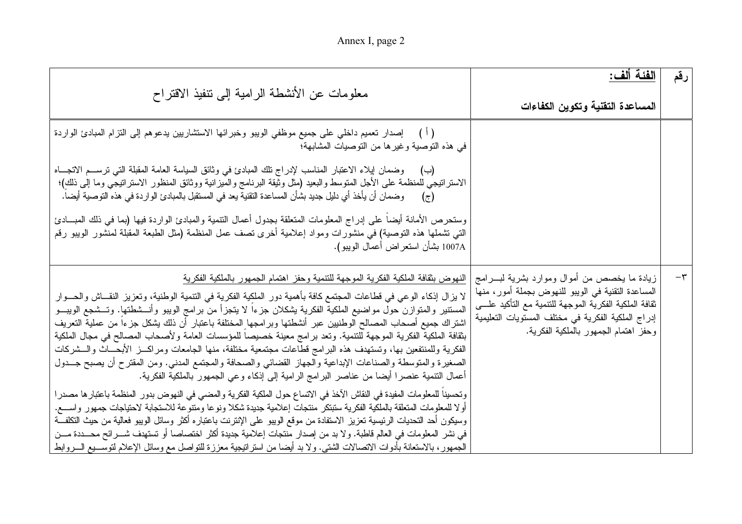| رقم | الفئة ألف: **المساعدة التقنية وتكوين الكفاءات** | معلومات عن الأنشطة الرامية إلى تنفيذ الاقتراح |
|---|---|---|
| | | (أ) إصدار تعميم داخلي على جميع موظفي الويبو وخبرائها الاستشاريين يدعوهم إلى التزام المبادئ الواردة في هذه التوصية وغيرها من التوصيات المشابهة؛<br><br>(ب) وضمان إيلاء الاعتبار المناسب لإدراج تلك المبادئ في وثائق السياسة العامة المقبلة التي ترسم الاتجاه الاستراتيجي للمنظمة على الأجل المتوسط والبعيد (مثل وثيقة البرنامج والميزانية ووثائق المنظور الاستراتيجي وما إلى ذلك)؛<br>(ج) وضمان أن يأخذ أي دليل جديد بشأن المساعدة التقنية يعد في المستقبل بالمبادئ الواردة في هذه التوصية أيضاً.<br><br>وستحرص الأمانة أيضاً على إدراج المعلومات المتعلقة بجدول أعمال التنمية والمبادئ الواردة فيها (بما في ذلك المبادئ التي تشملها هذه التوصية) في منشورات ومواد إعلامية أخرى تصف عمل المنظمة (مثل الطبعة المقبلة لمنشور الويبو رقم 1007A بشأن استعراض أعمال الويبو). |
| ٣- | زيادة ما يخصص من أموال وموارد بشرية لبرامج المساعدة التقنية في الويبو للنهوض بجملة أمور، منها ثقافة الملكية الفكرية الموجهة للتنمية مع التأكيد على إدراج الملكية الفكرية في مختلف المستويات التعليمية وحفز اهتمام الجمهور بالملكية الفكرية. | النهوض بثقافة الملكية الفكرية الموجهة للتنمية وحفز اهتمام الجمهور بالملكية الفكرية<br>لا يزال إذكاء الوعي في قطاعات المجتمع كافة بأهمية دور الملكية الفكرية في التنمية الوطنية، وتعزيز النقاش والحوار المستنير والمتوازن حول مواضيع الملكية الفكرية يشكلان جزءاً لا يتجزأ من برامج الويبو وأنشطتها. وتشجع الويبو اشتراك جميع أصحاب المصالح الوطنيين عبر أنشطتها وبرامجها المختلفة باعتبار أن ذلك يشكل جزءاً من عملية التعريف بثقافة الملكية الفكرية الموجهة للتنمية. وتعد برامج معينة خصيصاً للمؤسسات العامة ولأصحاب المصالح في مجال الملكية الفكرية وللمنتفعين بها، وتستهدف هذه البرامج قطاعات مجتمعية مختلفة، منها الجامعات ومراكز الأبحاث والشركات الصغيرة والمتوسطة والصناعات الإبداعية والجهاز القضائي والصحافة والمجتمع المدني. ومن المقترح أن يصبح جدول أعمال التنمية عنصرا أيضا من عناصر البرامج الرامية إلى إذكاء وعي الجمهور بالملكية الفكرية.<br><br>وتحسيناً للمعلومات المفيدة في النقاش الآخذ في الاتساع حول الملكية الفكرية والمضي في النهوض بدور المنظمة باعتبارها مصدرا أولا للمعلومات المتعلقة بالملكية الفكرية ستبتكر منتجات إعلامية جديدة شكلا ونوعا ومتنوعة للاستجابة لاحتياجات جمهور واسع. وسيكون أحد التحديات الرئيسية تعزيز الاستفادة من موقع الويبو على الإنترنت باعتباره أكثر وسائل الويبو فعالية من حيث التكلفة في نشر المعلومات في العالم قاطبة. ولا بد من إصدار منتجات إعلامية جديدة أكثر اختصاصا أو تستهدف شرائح محددة من الجمهور، بالاستعانة بأدوات الاتصالات الشتى. ولا بد أيضا من استراتيجية معززة للتواصل مع وسائل الإعلام لتوسيع الروابط |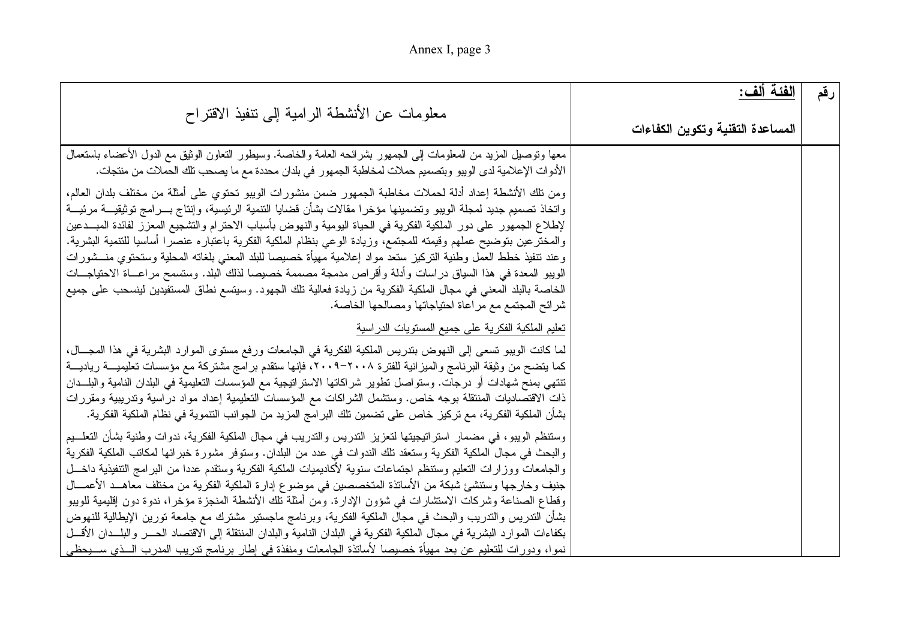| رقم | الفئة ألف: المساعدة التقنية وتكوين الكفاءات | معلومات عن الأنشطة الرامية إلى تنفيذ الاقتراح |
|---|---|---|
| | | معها وتوصيل المزيد من المعلومات إلى الجمهور بشرائحه العامة والخاصة. وسيطور التعاون الوثيق مع الدول الأعضاء باستعمال الأدوات الإعلامية لدى الويبو وبتصميم حملات لمخاطبة الجمهور في بلدان محددة مع ما يصحب تلك الحملات من منتجات.<br><br>ومن تلك الأنشطة إعداد أدلة لحملات مخاطبة الجمهور ضمن منشورات الويبو تحتوي على أمثلة من مختلف بلدان العالم، واتخاذ تصميم جديد لمجلة الويبو وتضمينها مؤخرا مقالات بشأن قضايا التنمية الرئيسية، وإنتاج برامج توثيقية مرئية لإطلاع الجمهور على دور الملكية الفكرية في الحياة اليومية والنهوض بأسباب الاحترام والتشجيع المعزز لفائدة المبدعين والمخترعين بتوضيح عملهم وقيمته للمجتمع، وزيادة الوعي بنظام الملكية الفكرية باعتباره عنصرا أساسيا للتنمية البشرية. وعند تنفيذ خطط العمل وطنية التركيز ستعد مواد إعلامية مهيأة خصيصا للبلد المعني بلغاته المحلية وستحتوي منشورات الويبو المعدة في هذا السياق دراسات وأدلة وأقراص مدمجة مصممة خصيصا لذلك البلد. وستسمح مراعاة الاحتياجات الخاصة بالبلد المعني في مجال الملكية الفكرية من زيادة فعالية تلك الجهود. وسيتسع نطاق المستفيدين لينسحب على جميع شرائح المجتمع مع مراعاة احتياجاتها ومصالحها الخاصة.<br><br><u>تعليم الملكية الفكرية على جميع المستويات الدراسية</u><br><br>لما كانت الويبو تسعى إلى النهوض بتدريس الملكية الفكرية في الجامعات ورفع مستوى الموارد البشرية في هذا المجال، كما يتضح من وثيقة البرنامج والميزانية للفترة ٢٠٠٨-٢٠٠٩، فإنها ستقدم برامج مشتركة مع مؤسسات تعليمية ريادية تنتهي بمنح شهادات أو درجات. وستواصل تطوير شراكاتها الاستراتيجية مع المؤسسات التعليمية في البلدان النامية والبلدان ذات الاقتصاديات المنتقلة بوجه خاص. وستشمل الشراكات مع المؤسسات التعليمية إعداد مواد دراسية وتدريبية ومقررات بشأن الملكية الفكرية، مع تركيز خاص على تضمين تلك البرامج المزيد من الجوانب التنموية في نظام الملكية الفكرية.<br><br>وستنظم الويبو، في مضمار استراتيجيتها لتعزيز التدريس والتدريب في مجال الملكية الفكرية، ندوات وطنية بشأن التعليم والبحث في مجال الملكية الفكرية وستعقد تلك الندوات في عدد من البلدان. وستوفر مشورة خبرائها لمكاتب الملكية الفكرية والجامعات ووزارات التعليم وستنظم اجتماعات سنوية لأكاديميات الملكية الفكرية وستقدم عددا من البرامج التنفيذية داخل جنيف وخارجها وستنشئ شبكة من الأساتذة المتخصصين في موضوع إدارة الملكية الفكرية من مختلف معاهد الأعمال وقطاع الصناعة وشركات الاستشارات في شؤون الإدارة. ومن أمثلة تلك الأنشطة المنجزة مؤخرا، ندوة دون إقليمية للويبو بشأن التدريس والتدريب والبحث في مجال الملكية الفكرية، وبرنامج ماجستير مشترك مع جامعة تورين الإيطالية للنهوض بكفاءات الموارد البشرية في مجال الملكية الفكرية في البلدان النامية والبلدان المنتقلة إلى الاقتصاد الحر والبلدان الأقل نموا، ودورات للتعليم عن بعد مهيأة خصيصا لأساتذة الجامعات ومنفذة في إطار برنامج تدريب المدرب الذي سيحظى |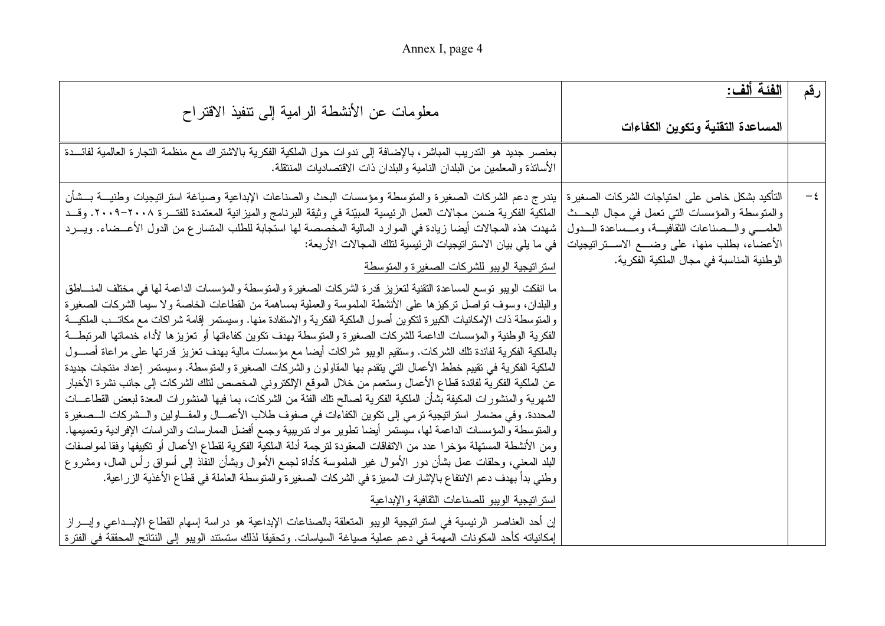| رقم | الفئة ألف: المساعدة التقنية وتكوين الكفاءات | معلومات عن الأنشطة الرامية إلى تنفيذ الاقتراح |
|---|---|---|
| | | بعنصر جديد هو التدريب المباشر، بالإضافة إلى ندوات حول الملكية الفكرية بالاشتراك مع منظمة التجارة العالمية لفائدة الأساتذة والمعلمين من البلدان النامية والبلدان ذات الاقتصاديات المنتقلة. |
| ٤- | التأكيد بشكل خاص على احتياجات الشركات الصغيرة والمتوسطة والمؤسسات التي تعمل في مجال البحث العلمي والصناعات الثقافية، ومساعدة الدول الأعضاء، بطلب منها، على وضع الاستراتيجيات الوطنية المناسبة في مجال الملكية الفكرية. | يندرج دعم الشركات الصغيرة والمتوسطة ومؤسسات البحث والصناعات الإبداعية وصياغة استراتيجيات وطنية بشأن الملكية الفكرية ضمن مجالات العمل الرئيسية المبيّنة في وثيقة البرنامج والميزانية المعتمدة للفترة ٢٠٠٨-٢٠٠٩. وقد شهدت هذه المجالات أيضا زيادة في الموارد المالية المخصصة لها استجابة للطلب المتسارع من الدول الأعضاء. ويرد في ما يلي بيان الاستراتيجيات الرئيسية لتلك المجالات الأربعة:<br><br>استراتيجية الويبو للشركات الصغيرة والمتوسطة<br><br>ما انفكت الويبو توسع المساعدة التقنية لتعزيز قدرة الشركات الصغيرة والمتوسطة والمؤسسات الداعمة لها في مختلف المناطق والبلدان، وسوف تواصل تركيزها على الأنشطة الملموسة والعملية بمساهمة من القطاعات الخاصة ولا سيما الشركات الصغيرة والمتوسطة ذات الإمكانيات الكبيرة لتكوين أصول الملكية الفكرية والاستفادة منها. وسيستمر إقامة شراكات مع مكاتب الملكية الفكرية الوطنية والمؤسسات الداعمة للشركات الصغيرة والمتوسطة بهدف تكوين كفاءاتها أو تعزيزها لأداء خدماتها المرتبطة بالملكية الفكرية لفائدة تلك الشركات. وستقيم الويبو شراكات أيضا مع مؤسسات مالية بهدف تعزيز قدرتها على مراعاة أصول الملكية الفكرية في تقييم خطط الأعمال التي يتقدم بها المقاولون والشركات الصغيرة والمتوسطة. وسيستمر إعداد منتجات جديدة عن الملكية الفكرية لفائدة قطاع الأعمال وستعمم من خلال الموقع الإلكتروني المخصص لتلك الشركات إلى جانب نشرة الأخبار الشهرية والمنشورات المكيفة بشأن الملكية الفكرية لصالح تلك الفئة من الشركات، بما فيها المنشورات المعدة لبعض القطاعات المحددة. وفي مضمار استراتيجية ترمي إلى تكوين الكفاءات في صفوف طلاب الأعمال والمقاولين والشركات الصغيرة والمتوسطة والمؤسسات الداعمة لها، سيستمر أيضا تطوير مواد تدريبية وجمع أفضل الممارسات والدراسات الإفرادية وتعميمها. ومن الأنشطة المستهلة مؤخرا عدد من الاتفاقات المعقودة لترجمة أدلة الملكية الفكرية لقطاع الأعمال أو تكييفها وفقا لمواصفات البلد المعني، وحلقات عمل بشأن دور الأموال غير الملموسة كأداة لجمع الأموال وبشأن النفاذ إلى أسواق رأس المال، ومشروع وطني بدأ بهدف دعم الانتفاع بالإشارات المميزة في الشركات الصغيرة والمتوسطة العاملة في قطاع الأغذية الزراعية.<br><br>استراتيجية الويبو للصناعات الثقافية والإبداعية<br><br>إن أحد العناصر الرئيسية في استراتيجية الويبو المتعلقة بالصناعات الإبداعية هو دراسة إسهام القطاع الإبداعي وإبراز إمكانياته كأحد المكونات المهمة في دعم عملية صياغة السياسات. وتحقيقا لذلك ستستند الويبو إلى النتائج المحققة في الفترة |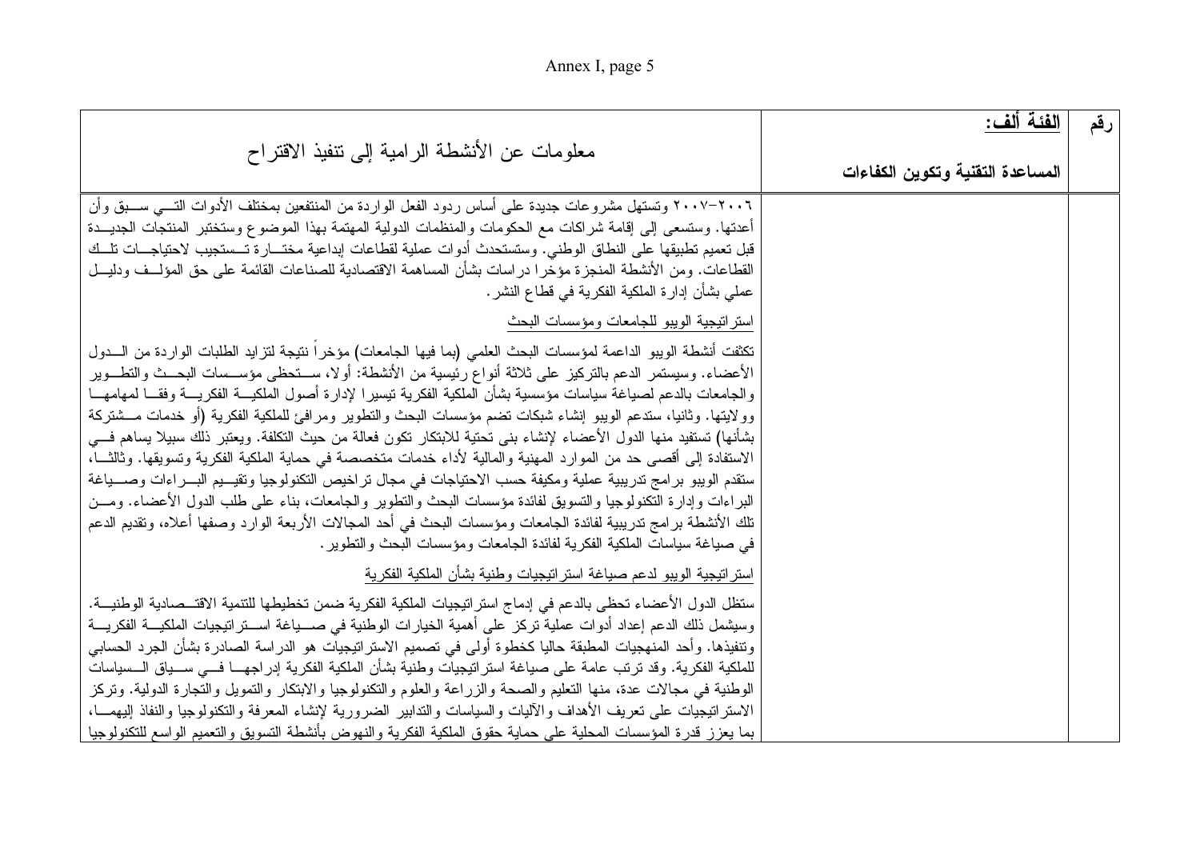| رقم | الفئة ألف: المساعدة التقنية وتكوين الكفاءات | معلومات عن الأنشطة الرامية إلى تنفيذ الاقتراح |
|---|---|---|
| | | ٢٠٠٦-٢٠٠٧ وتستهل مشروعات جديدة على أساس ردود الفعل الواردة من المنتفعين بمختلف الأدوات التي سبق وأن أعدتها. وستسعى إلى إقامة شراكات مع الحكومات والمنظمات الدولية المهتمة بهذا الموضوع وستختبر المنتجات الجديدة قبل تعميم تطبيقها على النطاق الوطني. وستستحدث أدوات عملية لقطاعات إبداعية مختارة تستجيب لاحتياجات تلك القطاعات. ومن الأنشطة المنجزة مؤخرا دراسات بشأن المساهمة الاقتصادية للصناعات القائمة على حق المؤلف ودليل عملي بشأن إدارة الملكية الفكرية في قطاع النشر.<br><br>استراتيجية الويبو للجامعات ومؤسسات البحث<br><br>تكثفت أنشطة الويبو الداعمة لمؤسسات البحث العلمي (بما فيها الجامعات) مؤخراً نتيجة لتزايد الطلبات الواردة من الدول الأعضاء. وسيستمر الدعم بالتركيز على ثلاثة أنواع رئيسية من الأنشطة: أولا، ستحظى مؤسسات البحث والتطوير والجامعات بالدعم لصياغة سياسات مؤسسية بشأن الملكية الفكرية تيسيرا لإدارة أصول الملكية الفكرية وفقا لمهامها وولايتها. وثانيا، ستدعم الويبو إنشاء شبكات تضم مؤسسات البحث والتطوير ومرافئ للملكية الفكرية (أو خدمات مشتركة بشأنها) تستفيد منها الدول الأعضاء لإنشاء بنى تحتية للابتكار تكون فعالة من حيث التكلفة. ويعتبر ذلك سبيلا يساهم في الاستفادة إلى أقصى حد من الموارد المهنية والمالية لأداء خدمات متخصصة في حماية الملكية الفكرية وتسويقها. وثالثا، ستقدم الويبو برامج تدريبية عملية ومكيفة حسب الاحتياجات في مجال تراخيص التكنولوجيا وتقييم البراءات وصياغة البراءات وإدارة التكنولوجيا والتسويق لفائدة مؤسسات البحث والتطوير والجامعات، بناء على طلب الدول الأعضاء. ومن تلك الأنشطة برامج تدريبية لفائدة الجامعات ومؤسسات البحث في أحد المجالات الأربعة الوارد وصفها أعلاه، وتقديم الدعم في صياغة سياسات الملكية الفكرية لفائدة الجامعات ومؤسسات البحث والتطوير.<br><br>استراتيجية الويبو لدعم صياغة استراتيجيات وطنية بشأن الملكية الفكرية<br><br>ستظل الدول الأعضاء تحظى بالدعم في إدماج استراتيجيات الملكية الفكرية ضمن تخطيطها للتنمية الاقتصادية الوطنية. وسيشمل ذلك الدعم إعداد أدوات عملية تركز على أهمية الخيارات الوطنية في صياغة استراتيجيات الملكية الفكرية وتنفيذها. وأحد المنهجيات المطبقة حاليا كخطوة أولى في تصميم الاستراتيجيات هو الدراسة الصادرة بشأن الجرد الحسابي للملكية الفكرية. وقد ترتب عامة على صياغة استراتيجيات وطنية بشأن الملكية الفكرية إدراجها في سياق السياسات الوطنية في مجالات عدة، منها التعليم والصحة والزراعة والعلوم والتكنولوجيا والابتكار والتمويل والتجارة الدولية. وتركز الاستراتيجيات على تعريف الأهداف والآليات والسياسات والتدابير الضرورية لإنشاء المعرفة والتكنولوجيا والنفاذ إليهما، بما يعزز قدرة المؤسسات المحلية على حماية حقوق الملكية الفكرية والنهوض بأنشطة التسويق والتعميم الواسع للتكنولوجيا |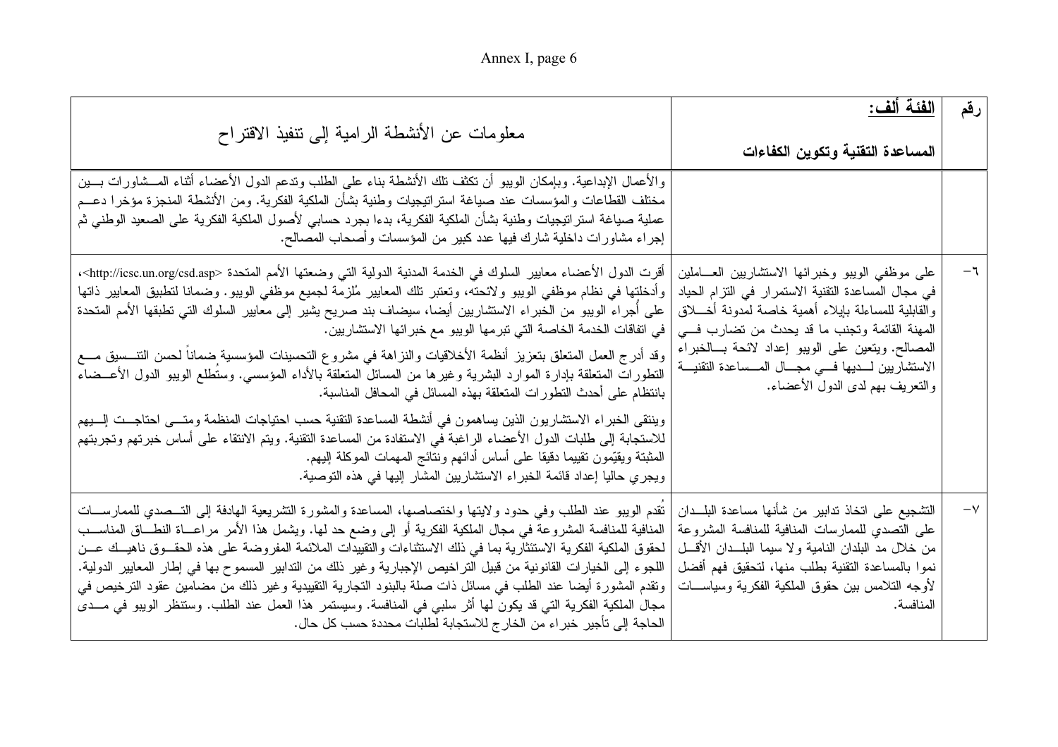| رقم | الفئة ألف: المساعدة التقنية وتكوين الكفاءات | معلومات عن الأنشطة الرامية إلى تنفيذ الاقتراح |
|---|---|---|
| | | والأعمال الإبداعية. وبإمكان الويبو أن تكثف تلك الأنشطة بناء على الطلب وتدعم الدول الأعضاء أثناء المشاورات بين مختلف القطاعات والمؤسسات عند صياغة استراتيجيات وطنية بشأن الملكية الفكرية. ومن الأنشطة المنجزة مؤخرا دعم عملية صياغة استراتيجيات وطنية بشأن الملكية الفكرية، بدءا بجرد حسابي لأصول الملكية الفكرية على الصعيد الوطني ثم إجراء مشاورات داخلية شارك فيها عدد كبير من المؤسسات وأصحاب المصالح. |
| ٦- | على موظفي الويبو وخبرائها الاستشاريين العاملين في مجال المساعدة التقنية الاستمرار في التزام الحياد والقابلية للمساءلة بإيلاء أهمية خاصة لمدونة أخلاق المهنة القائمة وتجنب ما قد يحدث من تضارب في المصالح. ويتعين على الويبو إعداد لائحة بالخبراء الاستشاريين لديها في مجال المساعدة التقنية والتعريف بهم لدى الدول الأعضاء. | أقرت الدول الأعضاء معايير السلوك في الخدمة المدنية الدولية التي وضعتها الأمم المتحدة <http://icsc.un.org/csd.asp>، وأدخلتها في نظام موظفي الويبو ولائحته، وتعتبر تلك المعايير مُلزمة لجميع موظفي الويبو. وضمانا لتطبيق المعايير ذاتها على أُجراء الويبو من الخبراء الاستشاريين أيضا، سيضاف بند صريح يشير إلى معايير السلوك التي تطبقها الأمم المتحدة في اتفاقات الخدمة الخاصة التي تبرمها الويبو مع خبرائها الاستشاريين.<br>وقد أدرج العمل المتعلق بتعزيز أنظمة الأخلاقيات والنزاهة في مشروع التحسينات المؤسسية ضماناً لحسن التنسيق مع التطورات المتعلقة بإدارة الموارد البشرية وغيرها من المسائل المتعلقة بالأداء المؤسسي. وستُطلع الويبو الدول الأعضاء بانتظام على أحدث التطورات المتعلقة بهذه المسائل في المحافل المناسبة.<br>وينتقى الخبراء الاستشاريون الذين يساهمون في أنشطة المساعدة التقنية حسب احتياجات المنظمة ومتى احتاجت إليهم للاستجابة إلى طلبات الدول الأعضاء الراغبة في الاستفادة من المساعدة التقنية. ويتم الانتقاء على أساس خبرتهم وتجربتهم المثبتة ويقيّمون تقييما دقيقا على أساس أدائهم ونتائج المهمات الموكلة إليهم.<br>ويجري حاليا إعداد قائمة الخبراء الاستشاريين المشار إليها في هذه التوصية. |
| ٧- | التشجيع على اتخاذ تدابير من شأنها مساعدة البلدان على التصدي للممارسات المنافية للمنافسة المشروعة من خلال مد البلدان النامية ولا سيما البلدان الأقل نموا بالمساعدة التقنية بطلب منها، لتحقيق فهم أفضل لأوجه التلامس بين حقوق الملكية الفكرية وسياسات المنافسة. | تُقدم الويبو عند الطلب وفي حدود ولايتها واختصاصها، المساعدة والمشورة التشريعية الهادفة إلى التصدي للممارسات المنافية للمنافسة المشروعة في مجال الملكية الفكرية أو إلى وضع حد لها. ويشمل هذا الأمر مراعاة النطاق المناسب لحقوق الملكية الفكرية الاستئثارية بما في ذلك الاستثناءات والتقييدات الملائمة المفروضة على هذه الحقوق ناهيك عن اللجوء إلى الخيارات القانونية من قبيل التراخيص الإجبارية وغير ذلك من التدابير المسموح بها في إطار المعايير الدولية. وتقدم المشورة أيضا عند الطلب في مسائل ذات صلة بالبنود التجارية التقييدية وغير ذلك من مضامين عقود الترخيص في مجال الملكية الفكرية التي قد يكون لها أثر سلبي في المنافسة. وسيستمر هذا العمل عند الطلب. وستنظر الويبو في مدى الحاجة إلى تأجير خبراء من الخارج للاستجابة لطلبات محددة حسب كل حال. |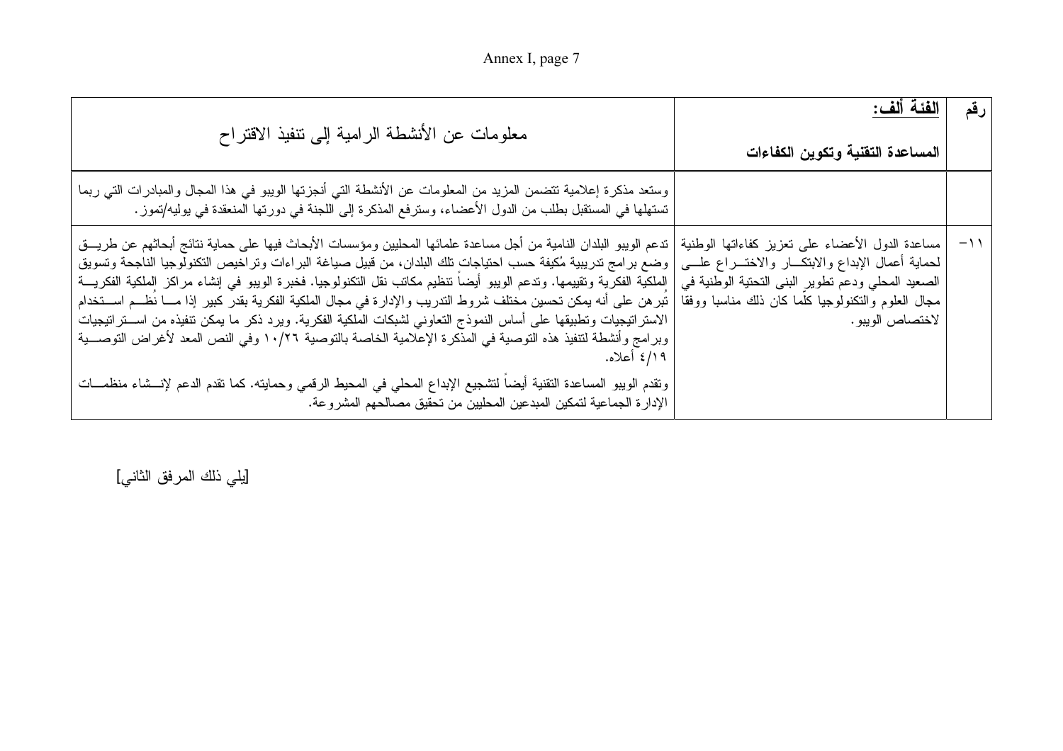| رقم | **الفئة ألف:** **المساعدة التقنية وتكوين الكفاءات** | معلومات عن الأنشطة الرامية إلى تنفيذ الاقتراح |
|---|---|---|
| | | وستعد مذكرة إعلامية تتضمن المزيد من المعلومات عن الأنشطة التي أنجزتها الويبو في هذا المجال والمبادرات التي ربما تستهلها في المستقبل بطلب من الدول الأعضاء، وسترفع المذكرة إلى اللجنة في دورتها المنعقدة في يوليه/تموز. |
| -١١ | مساعدة الدول الأعضاء على تعزيز كفاءاتها الوطنية لحماية أعمال الإبداع والابتكار والاختراع على الصعيد المحلي ودعم تطوير البنى التحتية الوطنية في مجال العلوم والتكنولوجيا كلّما كان ذلك مناسبا ووفقا لاختصاص الويبو. | تدعم الويبو البلدان النامية من أجل مساعدة علمائها المحليين ومؤسسات الأبحاث فيها على حماية نتائج أبحاثهم عن طريق وضع برامج تدريبية مُكيفة حسب احتياجات تلك البلدان، من قبيل صياغة البراءات وتراخيص التكنولوجيا الناجحة وتسويق الملكية الفكرية وتقييمها. وتدعم الويبو أيضاً تنظيم مكاتب نقل التكنولوجيا. فخبرة الويبو في إنشاء مراكز الملكية الفكرية تُبرهن على أنه يمكن تحسين مختلف شروط التدريب والإدارة في مجال الملكية الفكرية بقدر كبير إذا ما نُظم استخدام الاستراتيجيات وتطبيقها على أساس النموذج التعاوني لشبكات الملكية الفكرية. ويرد ذكر ما يمكن تنفيذه من استراتيجيات وبرامج وأنشطة لتنفيذ هذه التوصية في المذكرة الإعلامية الخاصة بالتوصية ١٠/٢٦ وفي النص المعد لأغراض التوصية ٤/١٩ أعلاه.<br><br>وتقدم الويبو المساعدة التقنية أيضاً لتشجيع الإبداع المحلي في المحيط الرقمي وحمايته. كما تقدم الدعم لإنشاء منظمات الإدارة الجماعية لتمكين المبدعين المحليين من تحقيق مصالحهم المشروعة. |

[يلي ذلك المرفق الثاني]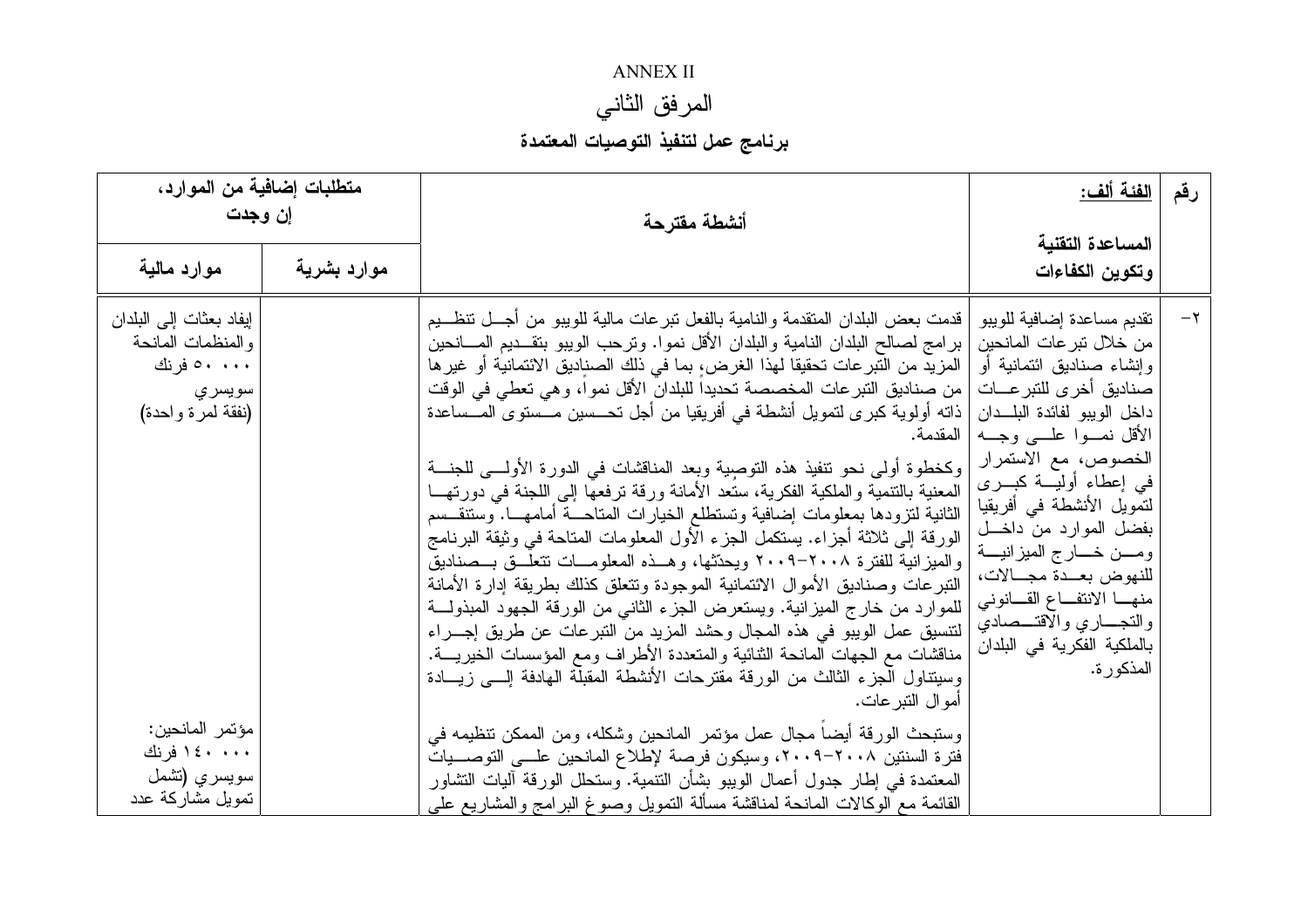ANNEX II

# المرفق الثاني

## برنامج عمل لتنفيذ التوصيات المعتمدة

| رقم | **الفئة ألف:** **المساعدة التقنية وتكوين الكفاءات** | **أنشطة مقترحة** | **متطلبات إضافية من الموارد، إن وجدت** | |
|---|---|---|---|---|
| | | | **موارد بشرية** | **موارد مالية** |
| -٢ | تقديم مساعدة إضافية للويبو من خلال تبرعات المانحين وإنشاء صناديق ائتمانية أو صناديق أخرى للتبرعات داخل الويبو لفائدة البلدان الأقل نموا على وجه الخصوص، مع الاستمرار في إعطاء أولية كبرى لتمويل الأنشطة في أفريقيا بفضل الموارد من داخل ومن خارج الميزانية للنهوض بعدة مجالات، منها الانتفاع القانوني والتجاري والاقتصادي بالملكية الفكرية في البلدان المذكورة. | قدمت بعض البلدان المتقدمة والنامية بالفعل تبرعات مالية للويبو من أجل تنظيم برامج لصالح البلدان النامية والبلدان الأقل نموا. وترحب الويبو بتقديم المانحين المزيد من التبرعات تحقيقا لهذا الغرض، بما في ذلك الصناديق الائتمانية أو غيرها من صناديق التبرعات المخصصة تحديداً للبلدان الأقل نمواً، وهي تعطي في الوقت ذاته أولوية كبرى لتمويل أنشطة في أفريقيا من أجل تحسين مستوى المساعدة المقدمة.<br><br>وكخطوة أولى نحو تنفيذ هذه التوصية وبعد المناقشات في الدورة الأولى للجنة المعنية بالتنمية والملكية الفكرية، ستُعد الأمانة ورقة ترفعها إلى اللجنة في دورتها الثانية لتزودها بمعلومات إضافية وتستطلع الخيارات المتاحة أمامها. وستنقسم الورقة إلى ثلاثة أجزاء. يستكمل الجزء الأول المعلومات المتاحة في وثيقة البرنامج والميزانية للفترة ٢٠٠٨-٢٠٠٩ ويحدّثها، وهذه المعلومات تتعلق بصناديق التبرعات وصناديق الأموال الائتمانية الموجودة وتتعلق كذلك بطريقة إدارة الأمانة للموارد من خارج الميزانية. ويستعرض الجزء الثاني من الورقة الجهود المبذولة لتنسيق عمل الويبو في هذه المجال وحشد المزيد من التبرعات عن طريق إجراء مناقشات مع الجهات المانحة الثنائية والمتعددة الأطراف ومع المؤسسات الخيرية. وسيتناول الجزء الثالث من الورقة مقترحات الأنشطة المقبلة الهادفة إلى زيادة أموال التبرعات.<br><br>وستبحث الورقة أيضاً مجال عمل مؤتمر المانحين وشكله، ومن الممكن تنظيمه في فترة السنتين ٢٠٠٨-٢٠٠٩، وسيكون فرصة لإطلاع المانحين على التوصيات المعتمدة في إطار جدول أعمال الويبو بشأن التنمية. وستحلل الورقة آليات التشاور القائمة مع الوكالات المانحة لمناقشة مسألة التمويل وصوغ البرامج والمشاريع على | | إيفاد بعثات إلى البلدان والمنظمات المانحة ٥٠ ٠٠٠ فرنك سويسري (نفقة لمرة واحدة)<br><br>مؤتمر المانحين: ١٤٠ ٠٠٠ فرنك سويسري (تشمل تمويل مشاركة عدد |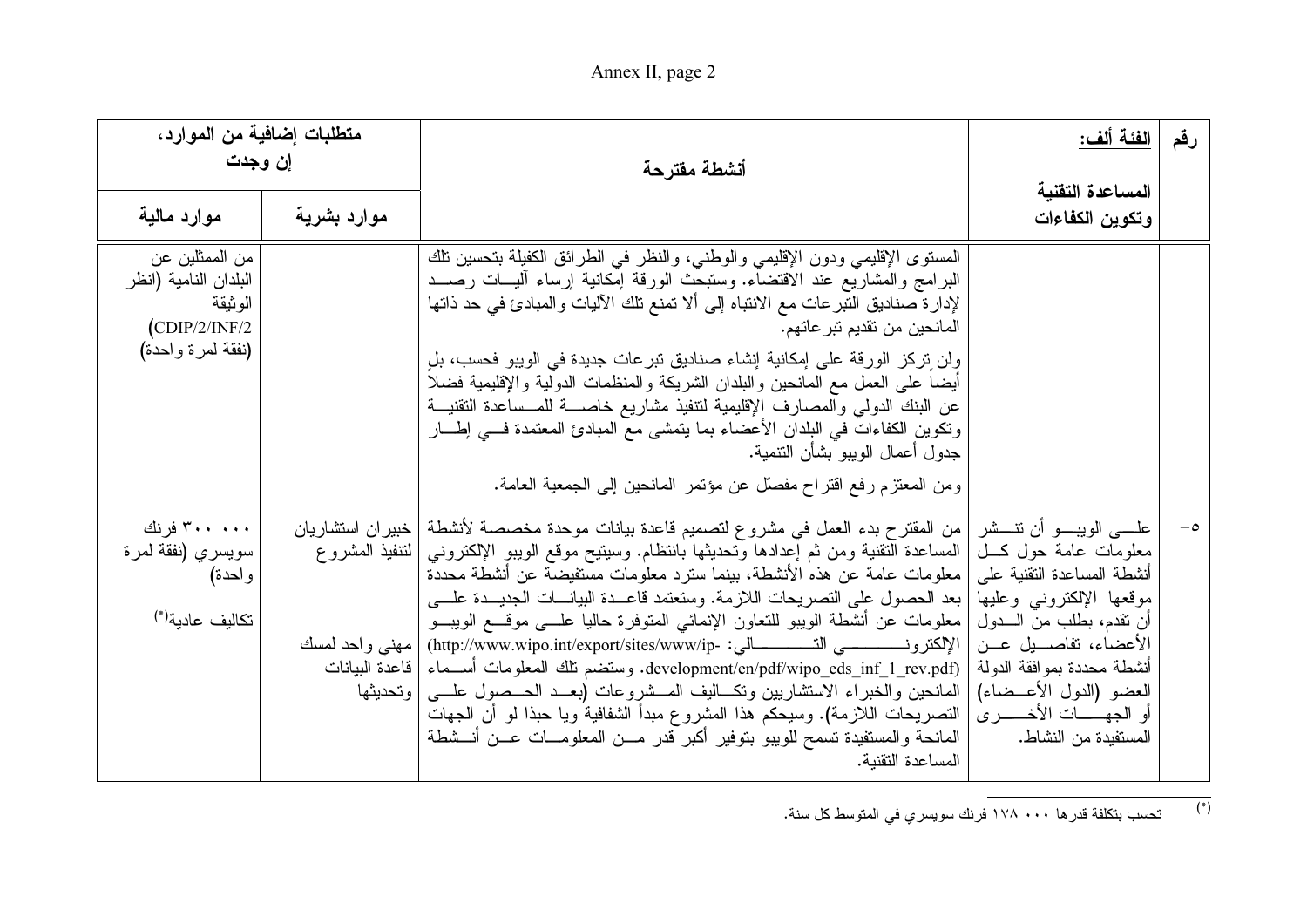| رقم | الفئة ألف: المساعدة التقنية وتكوين الكفاءات | أنشطة مقترحة | متطلبات إضافية من الموارد، إن وجدت | |
|---|---|---|---|---|
| | | | موارد بشرية | موارد مالية |
| | | المستوى الإقليمي ودون الإقليمي والوطني، والنظر في الطرائق الكفيلة بتحسين تلك البرامج والمشاريع عند الاقتضاء. وستبحث الورقة إمكانية إرساء آليات رصد لإدارة صناديق التبرعات مع الانتباه إلى ألا تمنع تلك الآليات والمبادئ في حد ذاتها المانحين من تقديم تبرعاتهم.<br><br>ولن تركز الورقة على إمكانية إنشاء صناديق تبرعات جديدة في الويبو فحسب، بل أيضاً على العمل مع المانحين والبلدان الشريكة والمنظمات الدولية والإقليمية فضلاً عن البنك الدولي والمصارف الإقليمية لتنفيذ مشاريع خاصة للمساعدة التقنية وتكوين الكفاءات في البلدان الأعضاء بما يتمشى مع المبادئ المعتمدة في إطار جدول أعمال الويبو بشأن التنمية.<br><br>ومن المعتزم رفع اقتراح مفصّل عن مؤتمر المانحين إلى الجمعية العامة. | | من الممثلين عن البلدان النامية (انظر الوثيقة CDIP/2/INF/2) (نفقة لمرة واحدة) |
| -٥ | على الويبو أن تنشر معلومات عامة حول كل أنشطة المساعدة التقنية على موقعها الإلكتروني وعليها أن تقدم، بطلب من الدول الأعضاء، تفاصيل عن أنشطة محددة بموافقة الدولة العضو (الدول الأعضاء) أو الجهات الأخرى المستفيدة من النشاط. | من المقترح بدء العمل في مشروع لتصميم قاعدة بيانات موحدة مخصصة لأنشطة المساعدة التقنية ومن ثم إعدادها وتحديثها بانتظام. وسيتيح موقع الويبو الإلكتروني معلومات عامة عن هذه الأنشطة، بينما سترد معلومات مستفيضة عن أنشطة محددة بعد الحصول على التصريحات اللازمة. وستعتمد قاعدة البيانات الجديدة على معلومات عن أنشطة الويبو للتعاون الإنمائي المتوفرة حاليا على موقع الويبو الإلكتروني التالي: (http://www.wipo.int/export/sites/www/ip-development/en/pdf/wipo_eds_inf_1_rev.pdf). وستضم تلك المعلومات أسماء المانحين والخبراء الاستشاريين وتكاليف المشروعات (بعد الحصول على التصريحات اللازمة). وسيحكم هذا المشروع مبدأ الشفافية ويا حبذا لو أن الجهات المانحة والمستفيدة تسمح للويبو بتوفير أكبر قدر من المعلومات عن أنشطة المساعدة التقنية. | خبيران استشاريان لتنفيذ المشروع<br><br>مهني واحد لمسك قاعدة البيانات وتحديثها | ٣٠٠ ٠٠٠ فرنك سويسري (نفقة لمرة واحدة)<br><br>تكاليف عادية(*) |

(*) تحسب بتكلفة قدرها ١٧٨ ٠٠٠ فرنك سويسري في المتوسط كل سنة.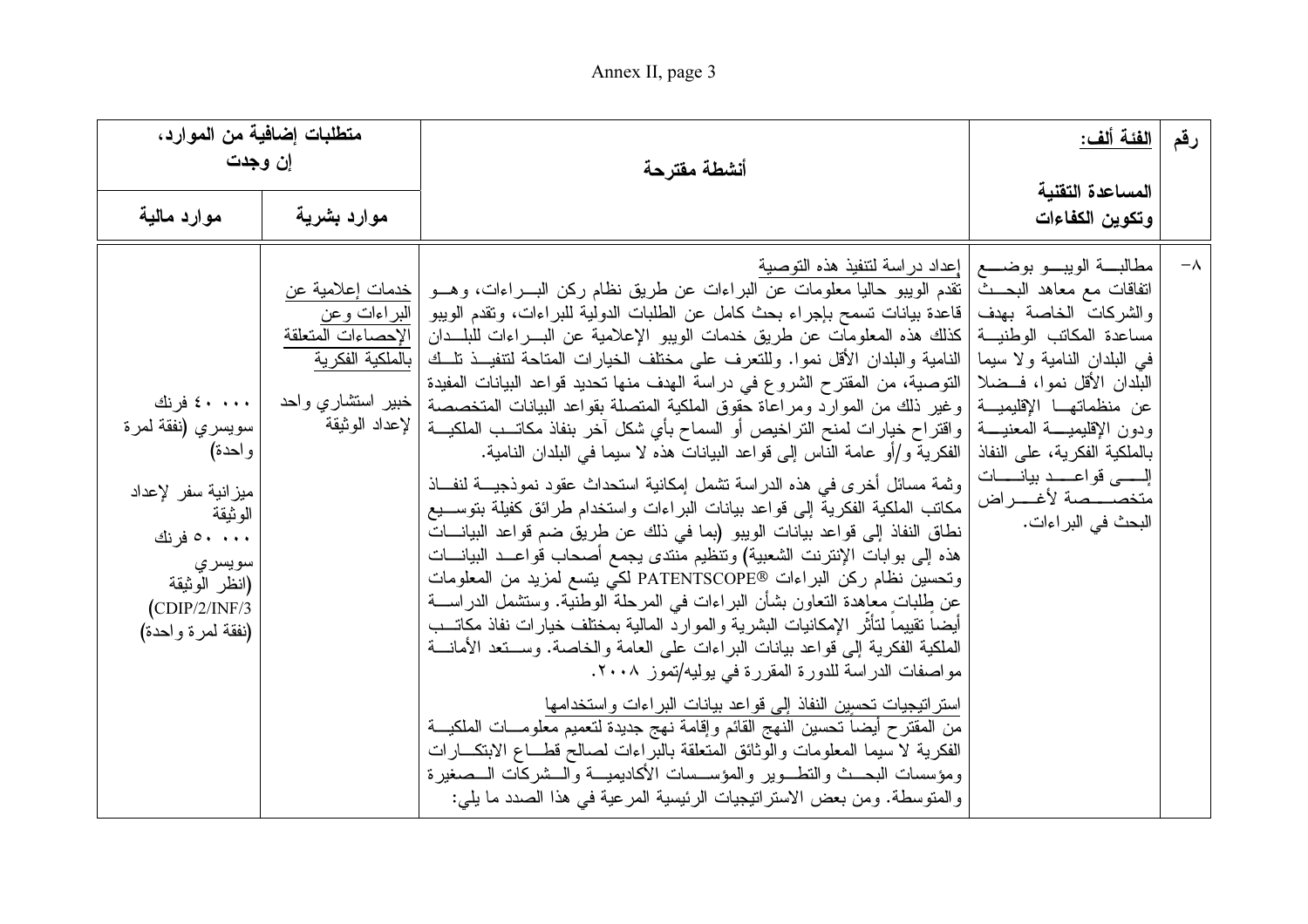| رقم | الفئة ألف: المساعدة التقنية وتكوين الكفاءات | أنشطة مقترحة | متطلبات إضافية من الموارد، إن وجدت | |
|---|---|---|---|---|
| | | | موارد بشرية | موارد مالية |
| ٨- | مطالبة الويبو بوضع اتفاقات مع معاهد البحث والشركات الخاصة بهدف مساعدة المكاتب الوطنية في البلدان النامية ولا سيما البلدان الأقل نموا، فضلا عن منظماتها الإقليمية ودون الإقليمية المعنية بالملكية الفكرية، على النفاذ إلى قواعد بيانات متخصصة لأغراض البحث في البراءات. | إعداد دراسة لتنفيذ هذه التوصية<br>تقدم الويبو حاليا معلومات عن البراءات عن طريق نظام ركن البراءات، وهو قاعدة بيانات تسمح بإجراء بحث كامل عن الطلبات الدولية للبراءات، وتقدم الويبو كذلك هذه المعلومات عن طريق خدمات الويبو الإعلامية عن البراءات للبلدان النامية والبلدان الأقل نموا. وللتعرف على مختلف الخيارات المتاحة لتنفيذ تلك التوصية، من المقترح الشروع في دراسة الهدف منها تحديد قواعد البيانات المفيدة وغير ذلك من الموارد ومراعاة حقوق الملكية المتصلة بقواعد البيانات المتخصصة واقتراح خيارات لمنح التراخيص أو السماح بأي شكل آخر بنفاذ مكاتب الملكية الفكرية و/أو عامة الناس إلى قواعد البيانات هذه لا سيما في البلدان النامية.<br>وثمة مسائل أخرى في هذه الدراسة تشمل إمكانية استحداث عقود نموذجية لنفاذ مكاتب الملكية الفكرية إلى قواعد بيانات البراءات واستخدام طرائق كفيلة بتوسيع نطاق النفاذ إلى قواعد بيانات الويبو (بما في ذلك عن طريق ضم قواعد البيانات هذه إلى بوابات الإنترنت الشعبية) وتنظيم منتدى يجمع أصحاب قواعد البيانات وتحسين نظام ركن البراءات ®PATENTSCOPE لكي يتسع لمزيد من المعلومات عن طلبات معاهدة التعاون بشأن البراءات في المرحلة الوطنية. وستشمل الدراسة أيضاً تقييماً لتأثُّر الإمكانيات البشرية والموارد المالية بمختلف خيارات نفاذ مكاتب الملكية الفكرية إلى قواعد بيانات البراءات على العامة والخاصة. وستعد الأمانة مواصفات الدراسة للدورة المقررة في يوليه/تموز ٢٠٠٨.<br>استراتيجيات تحسين النفاذ إلى قواعد بيانات البراءات واستخدامها<br>من المقترح أيضاً تحسين النهج القائم وإقامة نهج جديدة لتعميم معلومات الملكية الفكرية لا سيما المعلومات والوثائق المتعلقة بالبراءات لصالح قطاع الابتكارات ومؤسسات البحث والتطوير والمؤسسات الأكاديمية والشركات الصغيرة والمتوسطة. ومن بعض الاستراتيجيات الرئيسية المرعية في هذا الصدد ما يلي: | خدمات إعلامية عن البراءات وعن الإحصاءات المتعلقة بالملكية الفكرية<br>خبير استشاري واحد لإعداد الوثيقة | ٤٠ ٠٠٠ فرنك سويسري (نفقة لمرة واحدة)<br>ميزانية سفر لإعداد الوثيقة<br>٥٠ ٠٠٠ فرنك سويسري (انظر الوثيقة CDIP/2/INF/3) (نفقة لمرة واحدة) |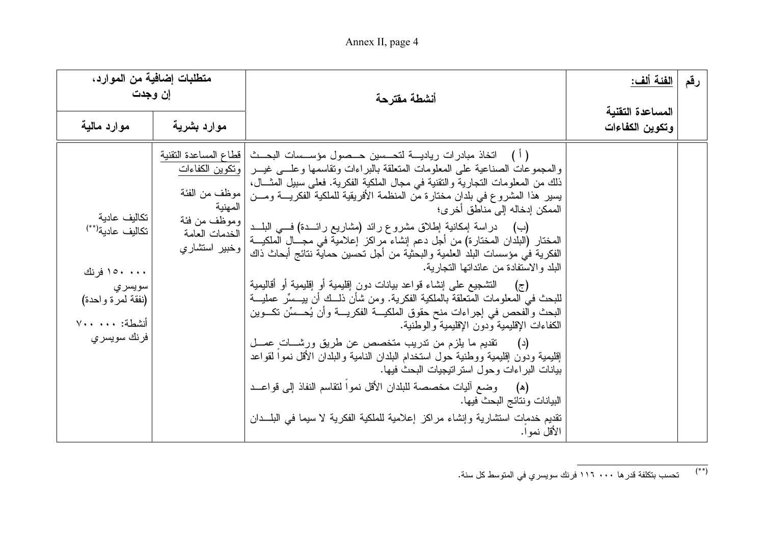| رقم | الفئة ألف: المساعدة التقنية وتكوين الكفاءات | أنشطة مقترحة | متطلبات إضافية من الموارد، إن وجدت | |
|---|---|---|---|---|
| | | | موارد بشرية | موارد مالية |
| | | (أ) اتخاذ مبادرات ريادية لتحسين حصول مؤسسات البحث والمجموعات الصناعية على المعلومات المتعلقة بالبراءات وتقاسمها وعلى غير ذلك من المعلومات التجارية والتقنية في مجال الملكية الفكرية. فعلى سبيل المثال، يسير هذا المشروع في بلدان مختارة من المنظمة الأفريقية للملكية الفكرية ومن الممكن إدخاله إلى مناطق أخرى؛<br><br>(ب) دراسة إمكانية إطلاق مشروع رائد (مشاريع رائدة) في البلد المختار (البلدان المختارة) من أجل دعم إنشاء مراكز إعلامية في مجال الملكية الفكرية في مؤسسات البلد العلمية والبحثية من أجل تحسين حماية نتائج أبحاث ذاك البلد والاستفادة من عائداتها التجارية.<br><br>(ج) التشجيع على إنشاء قواعد بيانات دون إقليمية أو إقليمية أو أقاليمية للبحث في المعلومات المتعلقة بالملكية الفكرية. ومن شأن ذلك أن ييسِّر عملية البحث والفحص في إجراءات منح حقوق الملكية الفكرية وأن يُحسِّن تكوين الكفاءات الإقليمية ودون الإقليمية والوطنية.<br><br>(د) تقديم ما يلزم من تدريب متخصص عن طريق ورشات عمل إقليمية ودون إقليمية ووطنية حول استخدام البلدان النامية والبلدان الأقل نمواً لقواعد بيانات البراءات وحول استراتيجيات البحث فيها.<br><br>(ه) وضع آليات مخصصة للبلدان الأقل نمواً لتقاسم النفاذ إلى قواعد البيانات ونتائج البحث فيها.<br><br>تقديم خدمات استشارية وإنشاء مراكز إعلامية للملكية الفكرية لا سيما في البلدان الأقل نمواً. | قطاع المساعدة التقنية وتكوين الكفاءات<br><br>موظف من الفئة المهنية<br>وموظف من فئة الخدمات العامة<br>وخبير استشاري | تكاليف عادية<br>تكاليف عادية(**)<br><br>۰۰۰ ۱٥۰ فرنك سويسري<br>(نفقة لمرة واحدة)<br><br>أنشطة: ۰۰۰ ۷۰۰ فرنك سويسري |

(**) تحسب بتكلفة قدرها ۰۰۰ ۱۱٦ فرنك سويسري في المتوسط كل سنة.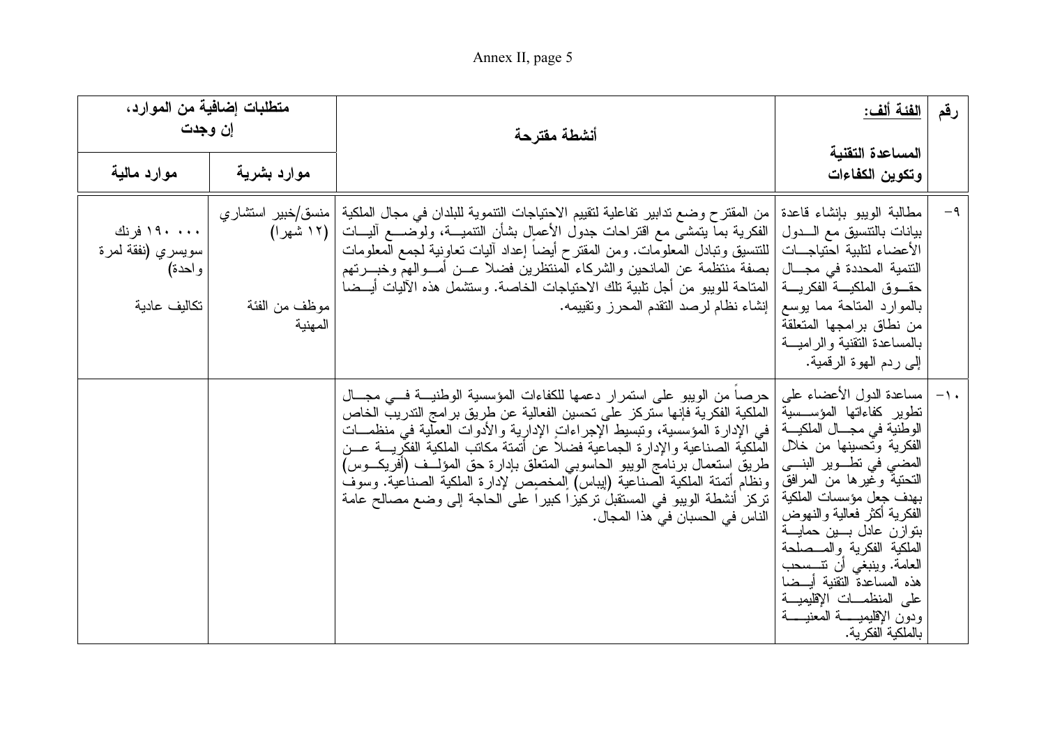| رقم | الفئة ألف: المساعدة التقنية وتكوين الكفاءات | أنشطة مقترحة | متطلبات إضافية من الموارد، إن وجدت | |
|---|---|---|---|---|
| | | | موارد بشرية | موارد مالية |
| -٩ | مطالبة الويبو بإنشاء قاعدة بيانات بالتنسيق مع الدول الأعضاء لتلبية احتياجات التنمية المحددة في مجال حقوق الملكية الفكرية بالموارد المتاحة مما يوسع من نطاق برامجها المتعلقة بالمساعدة التقنية والرامية إلى ردم الهوة الرقمية. | من المقترح وضع تدابير تفاعلية لتقييم الاحتياجات التنموية للبلدان في مجال الملكية الفكرية بما يتمشى مع اقتراحات جدول الأعمال بشأن التنمية، ولوضع آليات للتنسيق وتبادل المعلومات. ومن المقترح أيضاً إعداد آليات تعاونية لجمع المعلومات بصفة منتظمة عن المانحين والشركاء المنتظرين فضلا عن أموالهم وخبرتهم المتاحة للويبو من أجل تلبية تلك الاحتياجات الخاصة. وستشمل هذه الآليات أيضا إنشاء نظام لرصد التقدم المحرز وتقييمه. | منسق/خبير استشاري (١٢ شهرا)<br><br>موظف من الفئة المهنية | ١٩٠ ٠٠٠ فرنك سويسري (نفقة لمرة واحدة)<br><br>تكاليف عادية |
| -١٠ | مساعدة الدول الأعضاء على تطوير كفاءاتها المؤسسية الوطنية في مجال الملكية الفكرية وتحسينها من خلال المضي في تطوير البنى التحتية وغيرها من المرافق بهدف جعل مؤسسات الملكية الفكرية أكثر فعالية والنهوض بتوازن عادل بين حماية الملكية الفكرية والمصلحة العامة. وينبغي أن تنسحب هذه المساعدة التقنية أيضا على المنظمات الإقليمية ودون الإقليمية المعنية بالملكية الفكرية. | حرصاً من الويبو على استمرار دعمها للكفاءات المؤسسية الوطنية في مجال الملكية الفكرية فإنها ستركز على تحسين الفعالية عن طريق برامج التدريب الخاص في الإدارة المؤسسية، وتبسيط الإجراءات الإدارية والأدوات العملية في منظمات الملكية الصناعية والإدارة الجماعية فضلاً عن أتمتة مكاتب الملكية الفكرية عن طريق استعمال برنامج الويبو الحاسوبي المتعلق بإدارة حق المؤلف (أفريكوس) ونظام أتمتة الملكية الصناعية (إيباس) المخصص لإدارة الملكية الصناعية. وسوف تركز أنشطة الويبو في المستقبل تركيزاً كبيراً على الحاجة إلى وضع مصالح عامة الناس في الحسبان في هذا المجال. | | |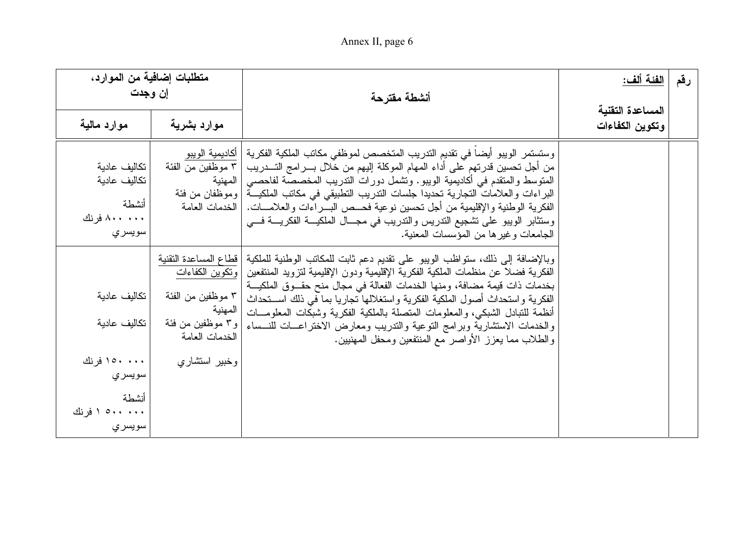| رقم | الفئة ألف: المساعدة التقنية وتكوين الكفاءات | أنشطة مقترحة | متطلبات إضافية من الموارد، إن وجدت | |
|---|---|---|---|---|
| | | | موارد بشرية | موارد مالية |
| | | وستستمر الويبو أيضاً في تقديم التدريب المتخصص لموظفي مكاتب الملكية الفكرية من أجل تحسين قدرتهم على أداء المهام الموكلة إليهم من خلال برامج التدريب المتوسط والمتقدم في أكاديمية الويبو. وتشمل دورات التدريب المخصصة لفاحصي البراءات والعلامات التجارية تحديدا جلسات التدريب التطبيقي في مكاتب الملكية الفكرية الوطنية والإقليمية من أجل تحسين نوعية فحص البراءات والعلامات. وستثابر الويبو على تشجيع التدريس والتدريب في مجال الملكية الفكرية في الجامعات وغيرها من المؤسسات المعنية. | أكاديمية الويبو<br>٣ موظفين من الفئة المهنية<br>وموظفان من فئة الخدمات العامة | تكاليف عادية<br>تكاليف عادية<br>أنشطة<br>٨٠٠ ٠٠٠ فرنك سويسري |
| | | وبالإضافة إلى ذلك، ستواظب الويبو على تقديم دعم ثابت للمكاتب الوطنية للملكية الفكرية فضلا عن منظمات الملكية الفكرية الإقليمية ودون الإقليمية لتزويد المنتفعين بخدمات ذات قيمة مضافة، ومنها الخدمات الفعالة في مجال منح حقوق الملكية الفكرية واستحداث أصول الملكية الفكرية واستغلالها تجاريا بما في ذلك استحداث أنظمة للتبادل الشبكي، والمعلومات المتصلة بالملكية الفكرية وشبكات المعلومات والخدمات الاستشارية وبرامج التوعية والتدريب ومعارض الاختراعات للنساء والطلاب مما يعزز الأواصر مع المنتفعين ومحفل المهنيين. | قطاع المساعدة التقنية وتكوين الكفاءات<br>٣ موظفين من الفئة المهنية<br>و٣ موظفين من فئة الخدمات العامة<br>وخبير استشاري | تكاليف عادية<br>تكاليف عادية<br>١٥٠ ٠٠٠ فرنك سويسري<br>أنشطة<br>١ ٥٠٠ ٠٠٠ فرنك سويسري |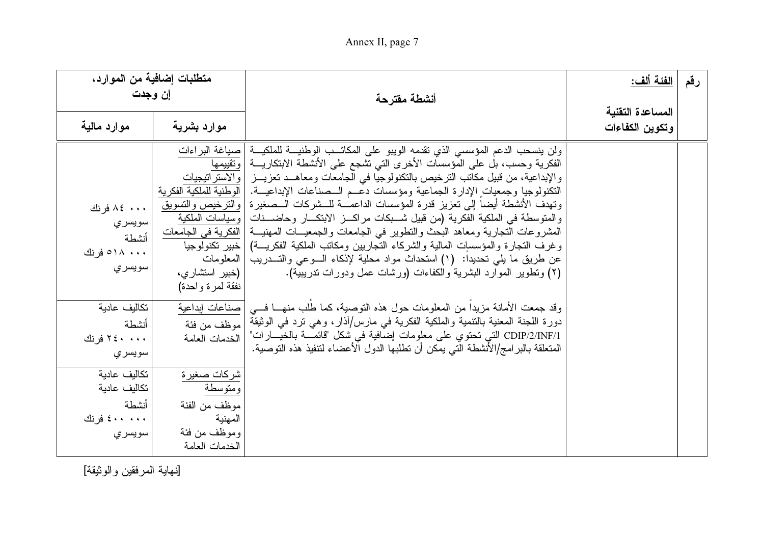| رقم | الفئة ألف: المساعدة التقنية وتكوين الكفاءات | أنشطة مقترحة | متطلبات إضافية من الموارد، إن وجدت | |
|---|---|---|---|---|
| | | | موارد بشرية | موارد مالية |
| | | ولن ينسحب الدعم المؤسسي الذي تقدمه الويبو على المكاتب الوطنية للملكية الفكرية وحسب، بل على المؤسسات الأخرى التي تشجع على الأنشطة الابتكارية والإبداعية، من قبيل مكاتب الترخيص بالتكنولوجيا في الجامعات ومعاهد تعزيز التكنولوجيا وجمعيات الإدارة الجماعية ومؤسسات دعم الصناعات الإبداعية. وتهدف الأنشطة أيضاً إلى تعزيز قدرة المؤسسات الداعمة للشركات الصغيرة والمتوسطة في الملكية الفكرية (من قبيل شبكات مراكز الابتكار وحاضنات المشروعات التجارية ومعاهد البحث والتطوير في الجامعات والجمعيات المهنية وغرف التجارة والمؤسسات المالية والشركاء التجاريين ومكاتب الملكية الفكرية) عن طريق ما يلي تحديداً: (١) استحداث مواد محلية لإذكاء الوعي والتدريب (٢) وتطوير الموارد البشرية والكفاءات (ورشات عمل ودورات تدريبية).<br><br>وقد جمعت الأمانة مزيداً من المعلومات حول هذه التوصية، كما طُلب منها في دورة اللجنة المعنية بالتنمية والملكية الفكرية في مارس/آذار، وهي ترد في الوثيقة CDIP/2/INF/1 التي تحتوي على معلومات إضافية في شكل "قائمة بالخيارات" المتعلقة بالبرامج/الأنشطة التي يمكن أن تطلبها الدول الأعضاء لتنفيذ هذه التوصية. | صياغة البراءات وتقييمها والاستراتيجيات الوطنية للملكية الفكرية والترخيص والتسويق وسياسات الملكية الفكرية في الجامعات خبير تكنولوجيا المعلومات (خبير استشاري، نفقة لمرة واحدة) | ٨٤٠٠٠ فرنك سويسري أنشطة ٥١٨٠٠٠ فرنك سويسري |
| | | | صناعات إبداعية موظف من فئة الخدمات العامة | تكاليف عادية أنشطة ٢٤٠٠٠٠ فرنك سويسري |
| | | | شركات صغيرة ومتوسطة موظف من الفئة المهنية وموظف من فئة الخدمات العامة | تكاليف عادية تكاليف عادية أنشطة ٤٠٠٠٠٠ فرنك سويسري |

[نهاية المرفقين والوثيقة]